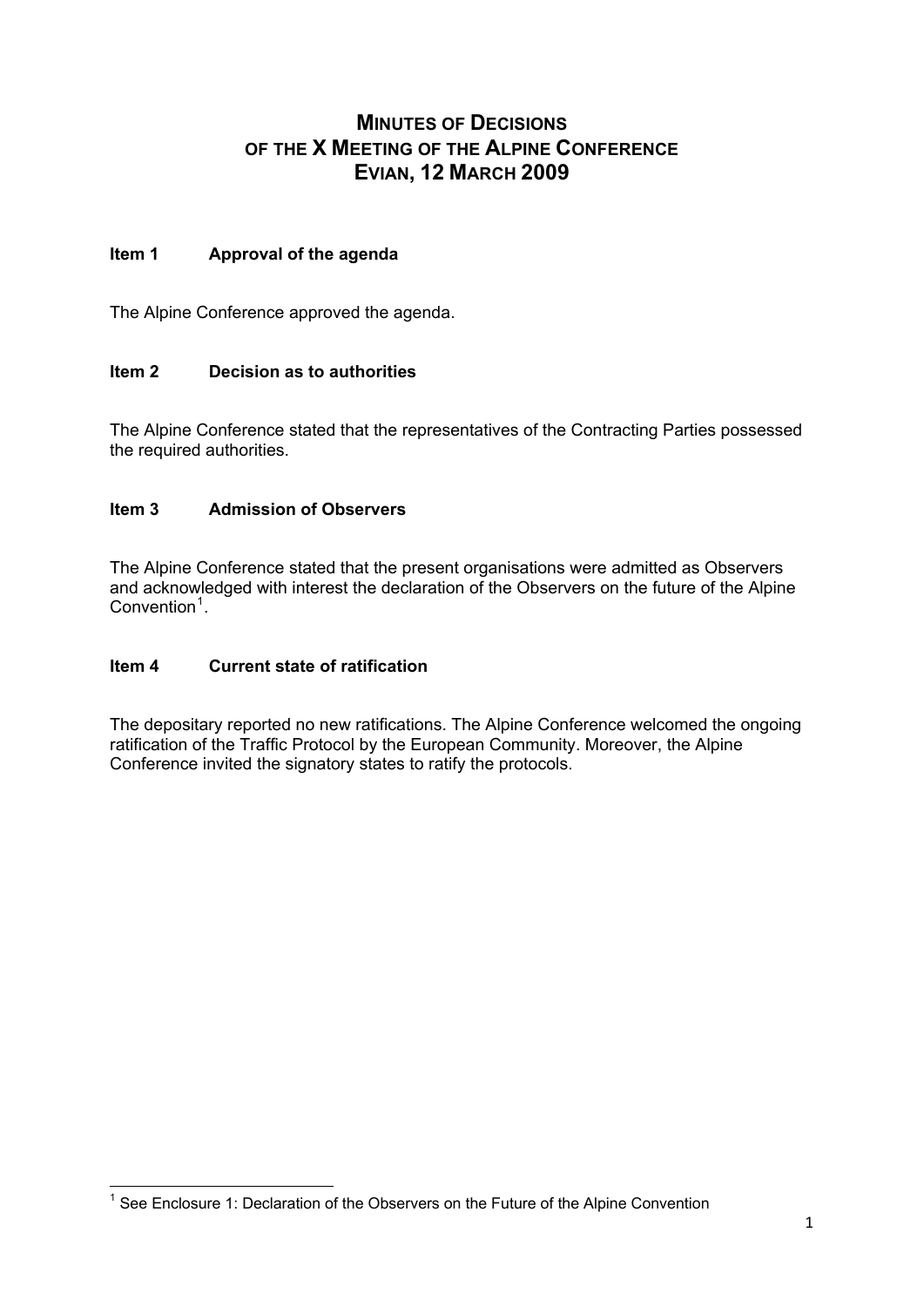# MINUTES OF DECISIONS OF THE X MEETING OF THE ALPINE CONFERENCE EVIAN, 12 MARCH 2009

**Item 1 Approval of the agenda**

The Alpine Conference approved the agenda.

**Item 2 Decision as to authorities**

The Alpine Conference stated that the representatives of the Contracting Parties possessed the required authorities.

**Item 3 Admission of Observers**

The Alpine Conference stated that the present organisations were admitted as Observers and acknowledged with interest the declaration of the Observers on the future of the Alpine Convention[1].

**Item 4 Current state of ratification**

The depositary reported no new ratifications. The Alpine Conference welcomed the ongoing ratification of the Traffic Protocol by the European Community. Moreover, the Alpine Conference invited the signatory states to ratify the protocols.

---

[1] See Enclosure 1: Declaration of the Observers on the Future of the Alpine Convention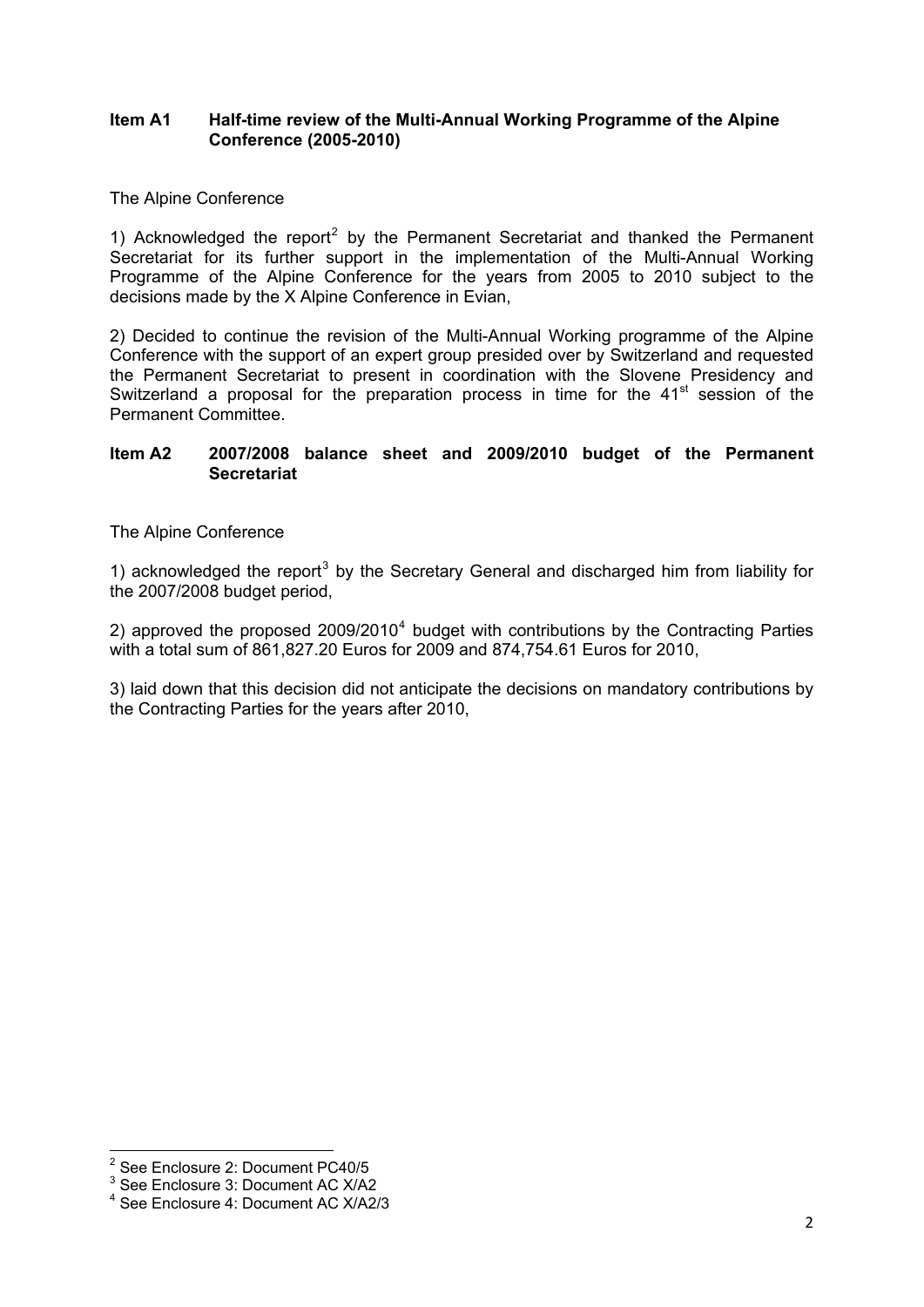**Item A1 Half-time review of the Multi-Annual Working Programme of the Alpine Conference (2005-2010)**

The Alpine Conference

1) Acknowledged the report[2] by the Permanent Secretariat and thanked the Permanent Secretariat for its further support in the implementation of the Multi-Annual Working Programme of the Alpine Conference for the years from 2005 to 2010 subject to the decisions made by the X Alpine Conference in Evian,

2) Decided to continue the revision of the Multi-Annual Working programme of the Alpine Conference with the support of an expert group presided over by Switzerland and requested the Permanent Secretariat to present in coordination with the Slovene Presidency and Switzerland a proposal for the preparation process in time for the 41st session of the Permanent Committee.

**Item A2 2007/2008 balance sheet and 2009/2010 budget of the Permanent Secretariat**

The Alpine Conference

1) acknowledged the report[3] by the Secretary General and discharged him from liability for the 2007/2008 budget period,

2) approved the proposed 2009/2010[4] budget with contributions by the Contracting Parties with a total sum of 861,827.20 Euros for 2009 and 874,754.61 Euros for 2010,

3) laid down that this decision did not anticipate the decisions on mandatory contributions by the Contracting Parties for the years after 2010,

---

[2] See Enclosure 2: Document PC40/5

[3] See Enclosure 3: Document AC X/A2

[4] See Enclosure 4: Document AC X/A2/3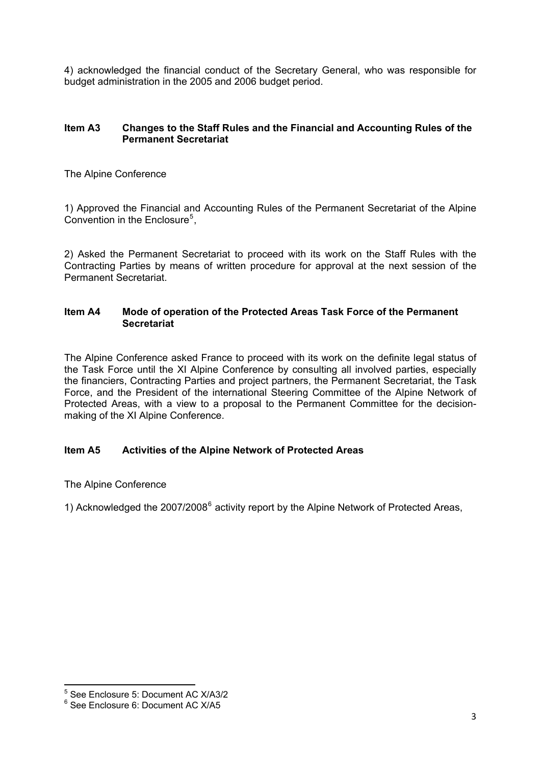4) acknowledged the financial conduct of the Secretary General, who was responsible for budget administration in the 2005 and 2006 budget period.

### Item A3 Changes to the Staff Rules and the Financial and Accounting Rules of the Permanent Secretariat

The Alpine Conference

1) Approved the Financial and Accounting Rules of the Permanent Secretariat of the Alpine Convention in the Enclosure[5],

2) Asked the Permanent Secretariat to proceed with its work on the Staff Rules with the Contracting Parties by means of written procedure for approval at the next session of the Permanent Secretariat.

### Item A4 Mode of operation of the Protected Areas Task Force of the Permanent Secretariat

The Alpine Conference asked France to proceed with its work on the definite legal status of the Task Force until the XI Alpine Conference by consulting all involved parties, especially the financiers, Contracting Parties and project partners, the Permanent Secretariat, the Task Force, and the President of the international Steering Committee of the Alpine Network of Protected Areas, with a view to a proposal to the Permanent Committee for the decision-making of the XI Alpine Conference.

### Item A5 Activities of the Alpine Network of Protected Areas

The Alpine Conference

1) Acknowledged the 2007/2008[6] activity report by the Alpine Network of Protected Areas,

---

[5] See Enclosure 5: Document AC X/A3/2

[6] See Enclosure 6: Document AC X/A5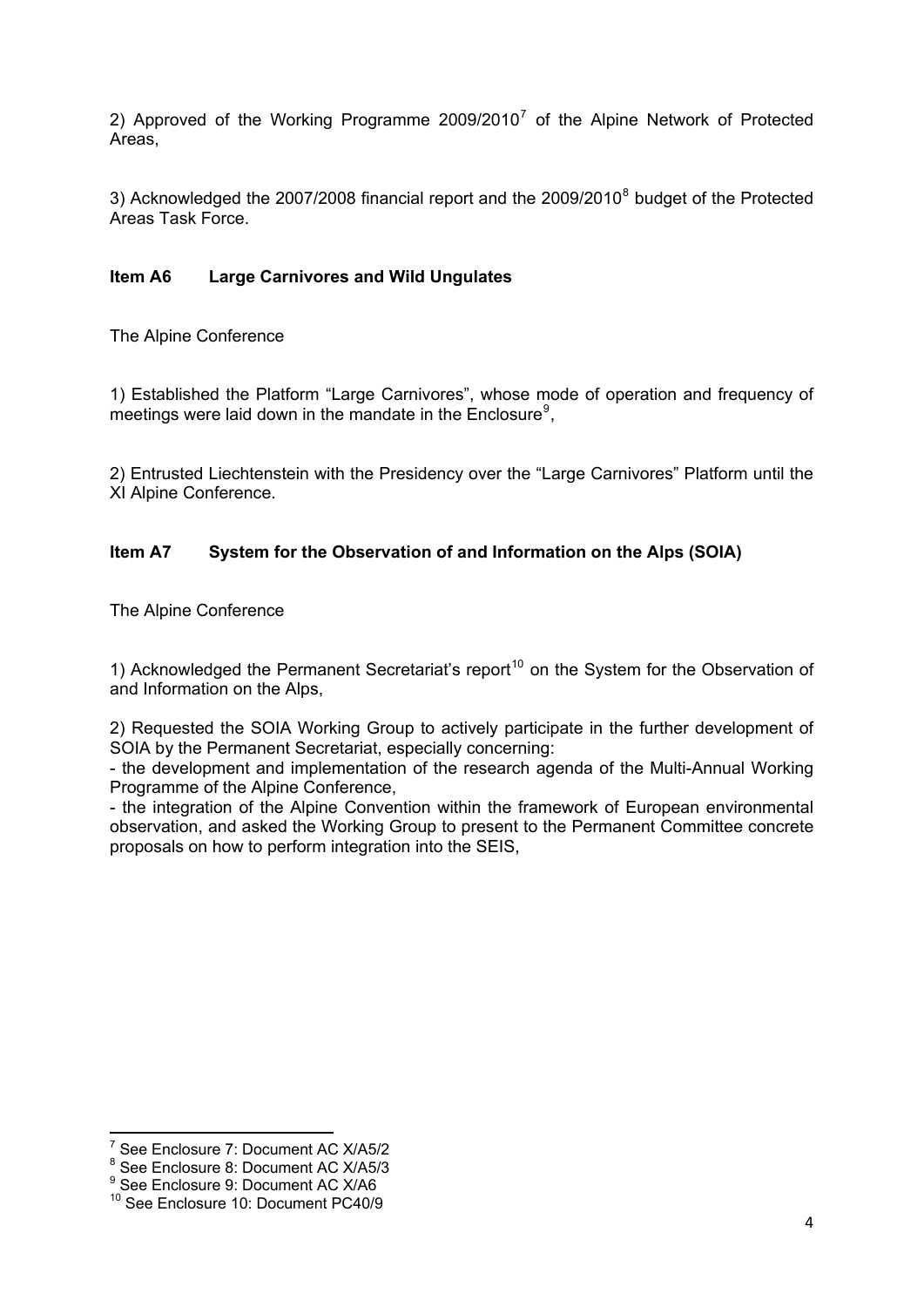2) Approved of the Working Programme 2009/2010[7] of the Alpine Network of Protected Areas,

3) Acknowledged the 2007/2008 financial report and the 2009/2010[8] budget of the Protected Areas Task Force.

### Item A6 Large Carnivores and Wild Ungulates

The Alpine Conference

1) Established the Platform "Large Carnivores", whose mode of operation and frequency of meetings were laid down in the mandate in the Enclosure[9],

2) Entrusted Liechtenstein with the Presidency over the "Large Carnivores" Platform until the XI Alpine Conference.

### Item A7 System for the Observation of and Information on the Alps (SOIA)

The Alpine Conference

1) Acknowledged the Permanent Secretariat's report[10] on the System for the Observation of and Information on the Alps,

2) Requested the SOIA Working Group to actively participate in the further development of SOIA by the Permanent Secretariat, especially concerning:

- the development and implementation of the research agenda of the Multi-Annual Working Programme of the Alpine Conference,
- the integration of the Alpine Convention within the framework of European environmental observation, and asked the Working Group to present to the Permanent Committee concrete proposals on how to perform integration into the SEIS,

---

[7] See Enclosure 7: Document AC X/A5/2

[8] See Enclosure 8: Document AC X/A5/3

[9] See Enclosure 9: Document AC X/A6

[10] See Enclosure 10: Document PC40/9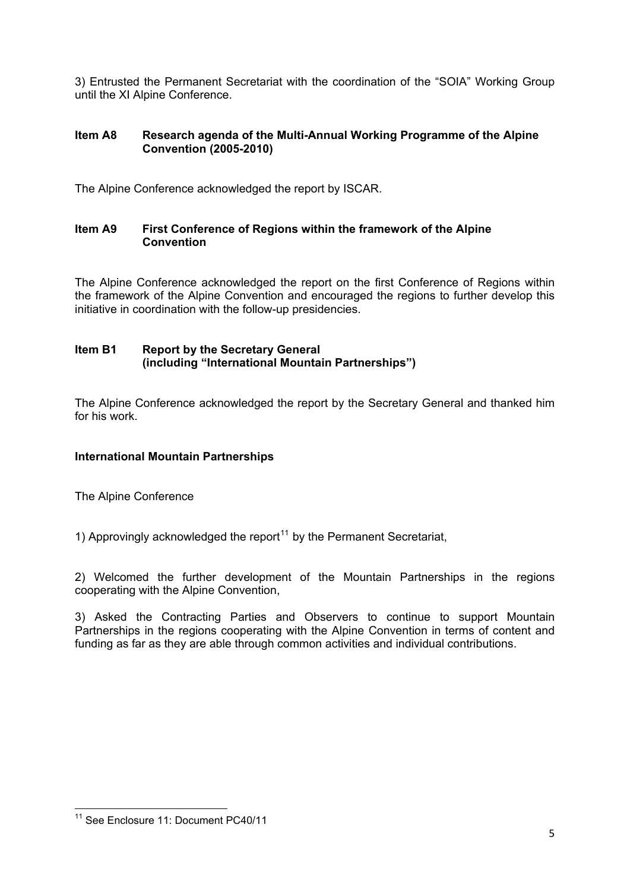3) Entrusted the Permanent Secretariat with the coordination of the "SOIA" Working Group until the XI Alpine Conference.

### Item A8 Research agenda of the Multi-Annual Working Programme of the Alpine Convention (2005-2010)

The Alpine Conference acknowledged the report by ISCAR.

### Item A9 First Conference of Regions within the framework of the Alpine Convention

The Alpine Conference acknowledged the report on the first Conference of Regions within the framework of the Alpine Convention and encouraged the regions to further develop this initiative in coordination with the follow-up presidencies.

### Item B1 Report by the Secretary General (including "International Mountain Partnerships")

The Alpine Conference acknowledged the report by the Secretary General and thanked him for his work.

**International Mountain Partnerships**

The Alpine Conference

1) Approvingly acknowledged the report[11] by the Permanent Secretariat,

2) Welcomed the further development of the Mountain Partnerships in the regions cooperating with the Alpine Convention,

3) Asked the Contracting Parties and Observers to continue to support Mountain Partnerships in the regions cooperating with the Alpine Convention in terms of content and funding as far as they are able through common activities and individual contributions.

[11] See Enclosure 11: Document PC40/11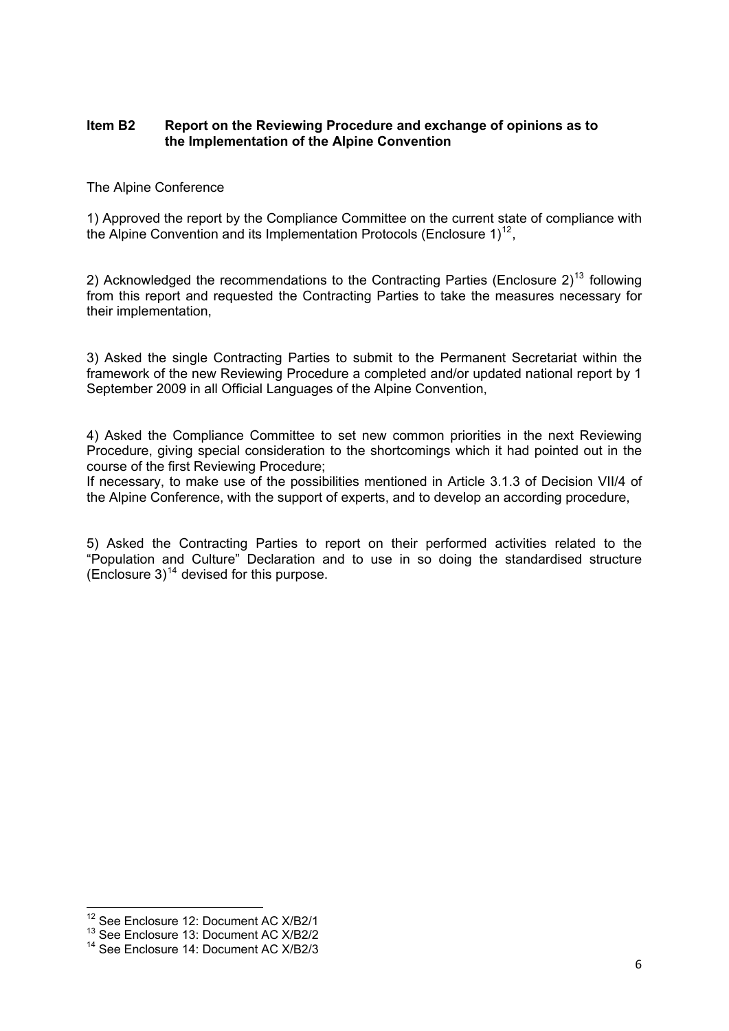**Item B2 Report on the Reviewing Procedure and exchange of opinions as to the Implementation of the Alpine Convention**

The Alpine Conference

1) Approved the report by the Compliance Committee on the current state of compliance with the Alpine Convention and its Implementation Protocols (Enclosure 1)[12],

2) Acknowledged the recommendations to the Contracting Parties (Enclosure 2)[13] following from this report and requested the Contracting Parties to take the measures necessary for their implementation,

3) Asked the single Contracting Parties to submit to the Permanent Secretariat within the framework of the new Reviewing Procedure a completed and/or updated national report by 1 September 2009 in all Official Languages of the Alpine Convention,

4) Asked the Compliance Committee to set new common priorities in the next Reviewing Procedure, giving special consideration to the shortcomings which it had pointed out in the course of the first Reviewing Procedure;
If necessary, to make use of the possibilities mentioned in Article 3.1.3 of Decision VII/4 of the Alpine Conference, with the support of experts, and to develop an according procedure,

5) Asked the Contracting Parties to report on their performed activities related to the "Population and Culture" Declaration and to use in so doing the standardised structure (Enclosure 3)[14] devised for this purpose.

---

[12] See Enclosure 12: Document AC X/B2/1

[13] See Enclosure 13: Document AC X/B2/2

[14] See Enclosure 14: Document AC X/B2/3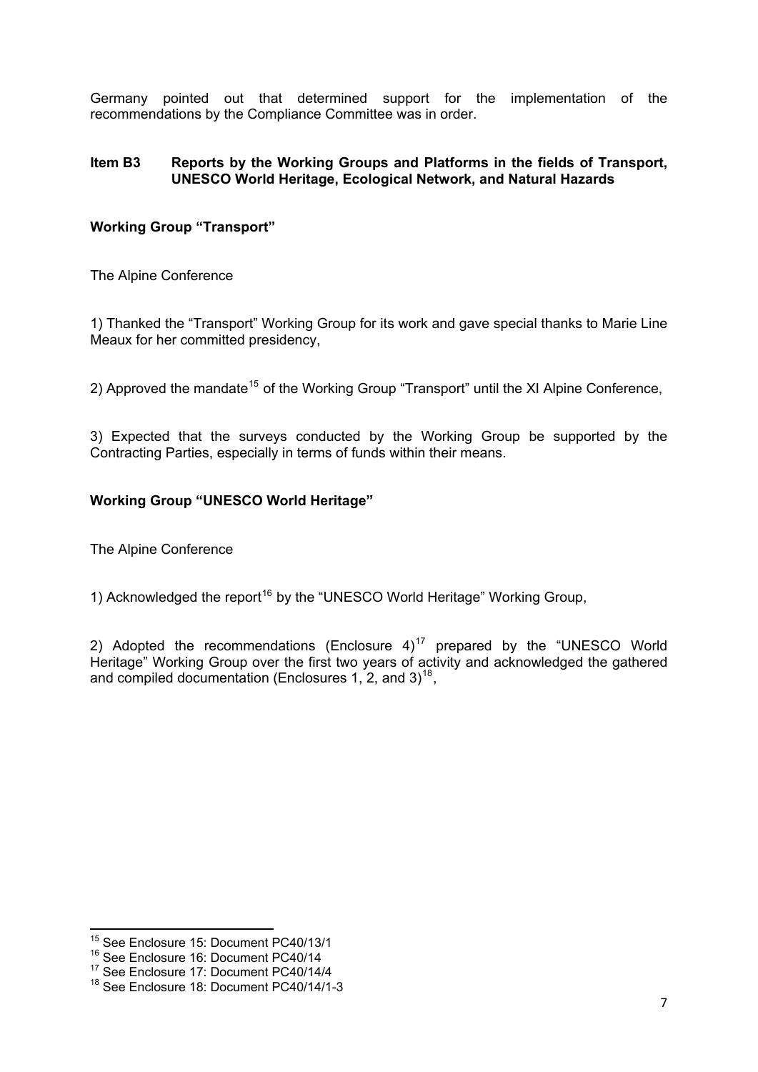Germany pointed out that determined support for the implementation of the recommendations by the Compliance Committee was in order.

### Item B3 Reports by the Working Groups and Platforms in the fields of Transport, UNESCO World Heritage, Ecological Network, and Natural Hazards

**Working Group "Transport"**

The Alpine Conference

1) Thanked the "Transport" Working Group for its work and gave special thanks to Marie Line Meaux for her committed presidency,

2) Approved the mandate[15] of the Working Group "Transport" until the XI Alpine Conference,

3) Expected that the surveys conducted by the Working Group be supported by the Contracting Parties, especially in terms of funds within their means.

**Working Group "UNESCO World Heritage"**

The Alpine Conference

1) Acknowledged the report[16] by the "UNESCO World Heritage" Working Group,

2) Adopted the recommendations (Enclosure 4)[17] prepared by the "UNESCO World Heritage" Working Group over the first two years of activity and acknowledged the gathered and compiled documentation (Enclosures 1, 2, and 3)[18],

---

[15] See Enclosure 15: Document PC40/13/1

[16] See Enclosure 16: Document PC40/14

[17] See Enclosure 17: Document PC40/14/4

[18] See Enclosure 18: Document PC40/14/1-3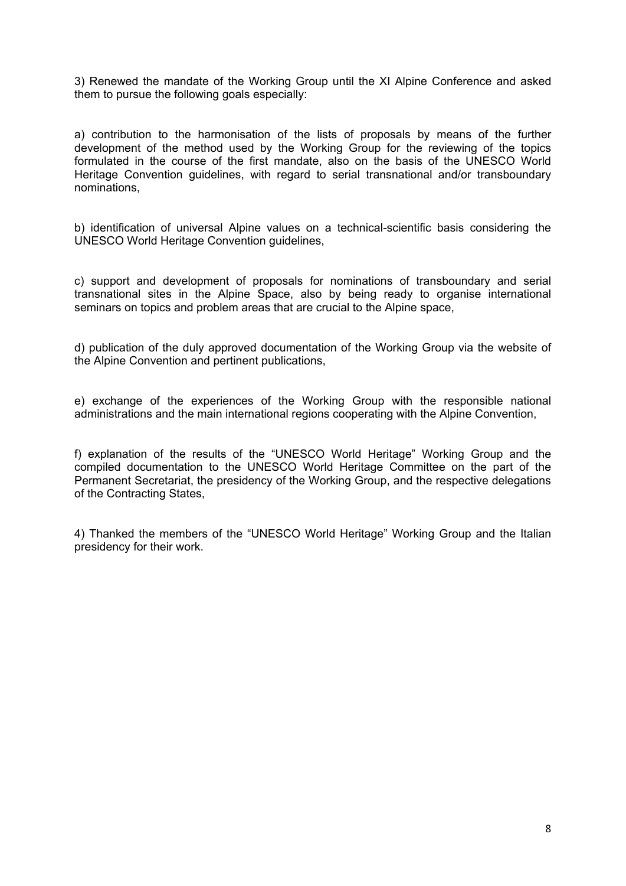3) Renewed the mandate of the Working Group until the XI Alpine Conference and asked them to pursue the following goals especially:

a) contribution to the harmonisation of the lists of proposals by means of the further development of the method used by the Working Group for the reviewing of the topics formulated in the course of the first mandate, also on the basis of the UNESCO World Heritage Convention guidelines, with regard to serial transnational and/or transboundary nominations,

b) identification of universal Alpine values on a technical-scientific basis considering the UNESCO World Heritage Convention guidelines,

c) support and development of proposals for nominations of transboundary and serial transnational sites in the Alpine Space, also by being ready to organise international seminars on topics and problem areas that are crucial to the Alpine space,

d) publication of the duly approved documentation of the Working Group via the website of the Alpine Convention and pertinent publications,

e) exchange of the experiences of the Working Group with the responsible national administrations and the main international regions cooperating with the Alpine Convention,

f) explanation of the results of the "UNESCO World Heritage" Working Group and the compiled documentation to the UNESCO World Heritage Committee on the part of the Permanent Secretariat, the presidency of the Working Group, and the respective delegations of the Contracting States,

4) Thanked the members of the "UNESCO World Heritage" Working Group and the Italian presidency for their work.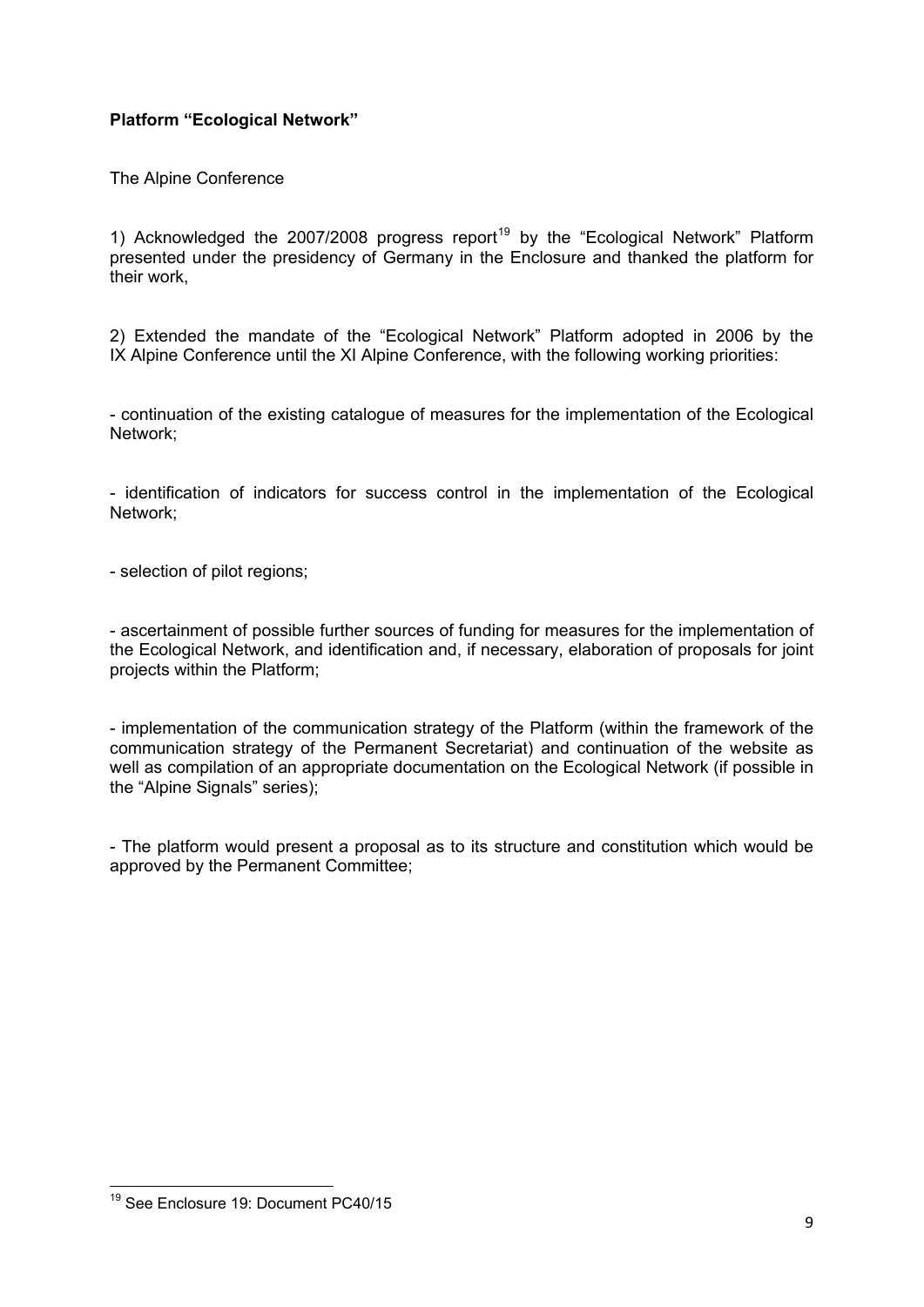**Platform "Ecological Network"**

The Alpine Conference

1) Acknowledged the 2007/2008 progress report[19] by the "Ecological Network" Platform presented under the presidency of Germany in the Enclosure and thanked the platform for their work,

2) Extended the mandate of the "Ecological Network" Platform adopted in 2006 by the IX Alpine Conference until the XI Alpine Conference, with the following working priorities:

- continuation of the existing catalogue of measures for the implementation of the Ecological Network;

- identification of indicators for success control in the implementation of the Ecological Network;

- selection of pilot regions;

- ascertainment of possible further sources of funding for measures for the implementation of the Ecological Network, and identification and, if necessary, elaboration of proposals for joint projects within the Platform;

- implementation of the communication strategy of the Platform (within the framework of the communication strategy of the Permanent Secretariat) and continuation of the website as well as compilation of an appropriate documentation on the Ecological Network (if possible in the "Alpine Signals" series);

- The platform would present a proposal as to its structure and constitution which would be approved by the Permanent Committee;

[19] See Enclosure 19: Document PC40/15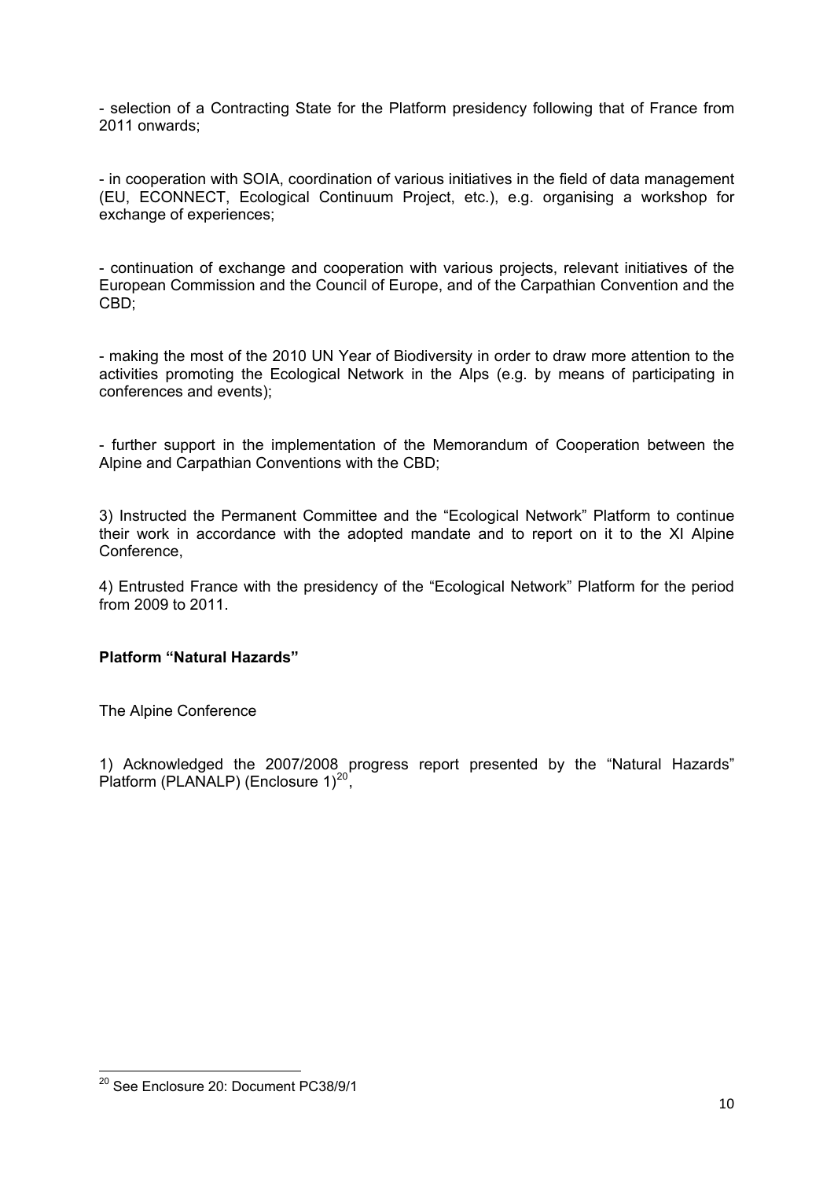- selection of a Contracting State for the Platform presidency following that of France from 2011 onwards;

- in cooperation with SOIA, coordination of various initiatives in the field of data management (EU, ECONNECT, Ecological Continuum Project, etc.), e.g. organising a workshop for exchange of experiences;

- continuation of exchange and cooperation with various projects, relevant initiatives of the European Commission and the Council of Europe, and of the Carpathian Convention and the CBD;

- making the most of the 2010 UN Year of Biodiversity in order to draw more attention to the activities promoting the Ecological Network in the Alps (e.g. by means of participating in conferences and events);

- further support in the implementation of the Memorandum of Cooperation between the Alpine and Carpathian Conventions with the CBD;

3) Instructed the Permanent Committee and the "Ecological Network" Platform to continue their work in accordance with the adopted mandate and to report on it to the XI Alpine Conference,

4) Entrusted France with the presidency of the "Ecological Network" Platform for the period from 2009 to 2011.

**Platform "Natural Hazards"**

The Alpine Conference

1) Acknowledged the 2007/2008 progress report presented by the "Natural Hazards" Platform (PLANALP) (Enclosure 1)[20],

[20] See Enclosure 20: Document PC38/9/1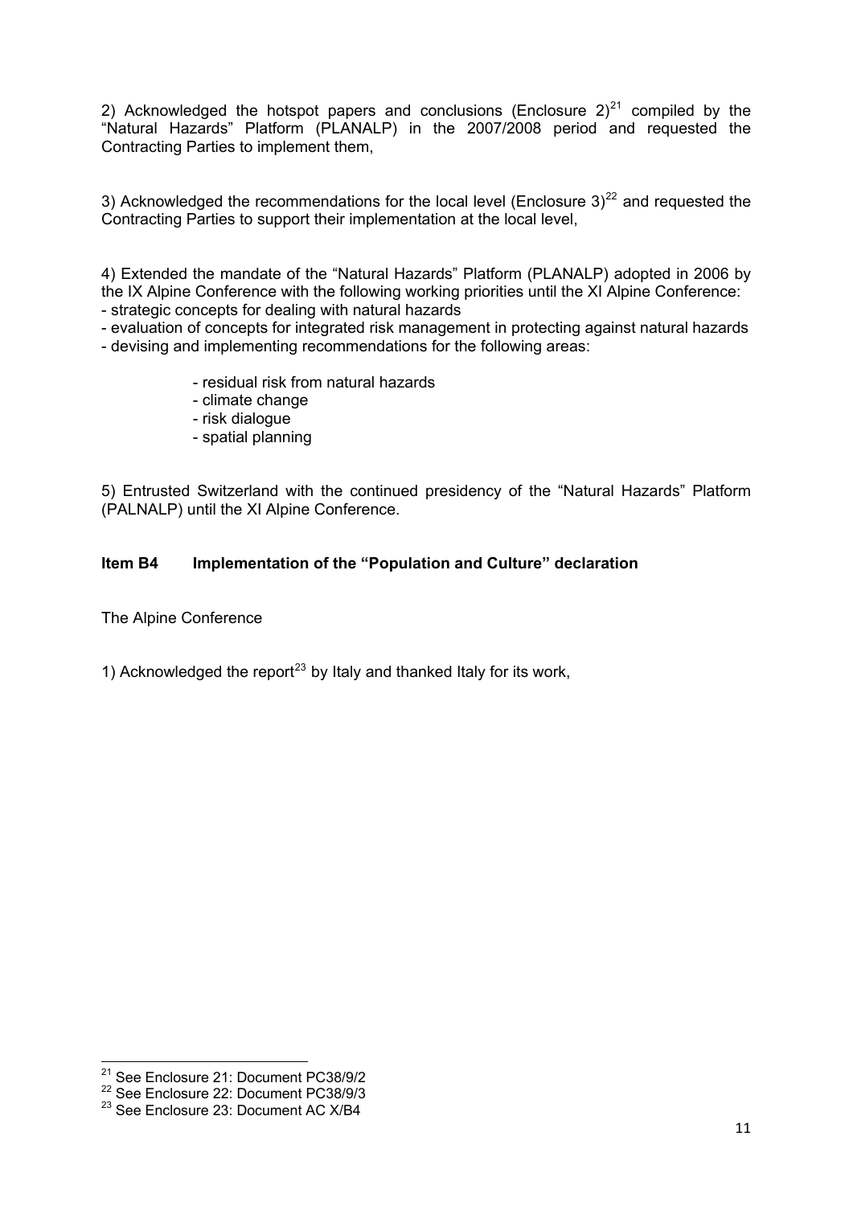2) Acknowledged the hotspot papers and conclusions (Enclosure 2)[21] compiled by the "Natural Hazards" Platform (PLANALP) in the 2007/2008 period and requested the Contracting Parties to implement them,

3) Acknowledged the recommendations for the local level (Enclosure 3)[22] and requested the Contracting Parties to support their implementation at the local level,

4) Extended the mandate of the "Natural Hazards" Platform (PLANALP) adopted in 2006 by the IX Alpine Conference with the following working priorities until the XI Alpine Conference:
- strategic concepts for dealing with natural hazards
- evaluation of concepts for integrated risk management in protecting against natural hazards
- devising and implementing recommendations for the following areas:
    - residual risk from natural hazards
    - climate change
    - risk dialogue
    - spatial planning

5) Entrusted Switzerland with the continued presidency of the "Natural Hazards" Platform (PALNALP) until the XI Alpine Conference.

**Item B4 Implementation of the "Population and Culture" declaration**

The Alpine Conference

1) Acknowledged the report[23] by Italy and thanked Italy for its work,

[21] See Enclosure 21: Document PC38/9/2
[22] See Enclosure 22: Document PC38/9/3
[23] See Enclosure 23: Document AC X/B4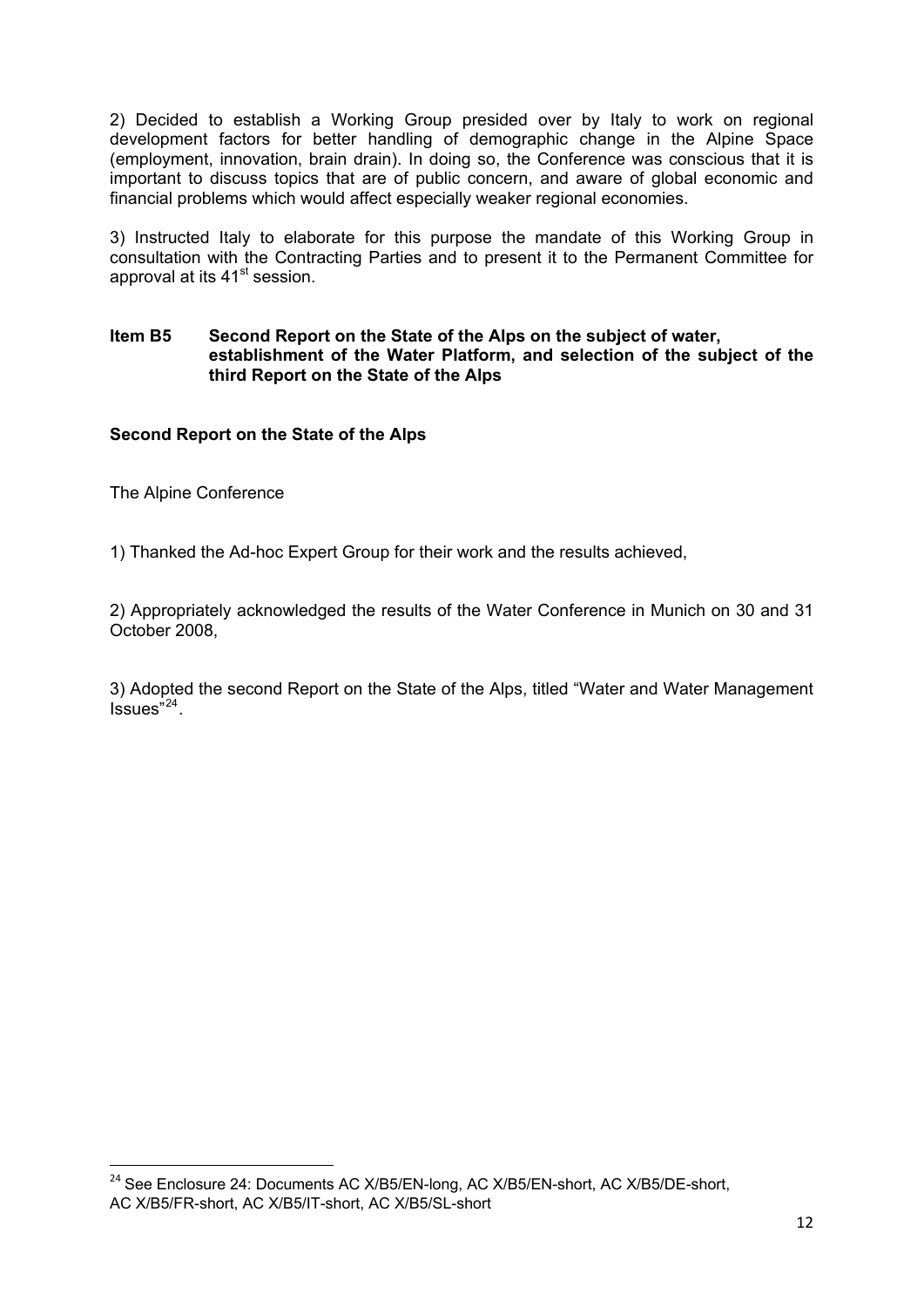2) Decided to establish a Working Group presided over by Italy to work on regional development factors for better handling of demographic change in the Alpine Space (employment, innovation, brain drain). In doing so, the Conference was conscious that it is important to discuss topics that are of public concern, and aware of global economic and financial problems which would affect especially weaker regional economies.

3) Instructed Italy to elaborate for this purpose the mandate of this Working Group in consultation with the Contracting Parties and to present it to the Permanent Committee for approval at its 41st session.

**Item B5 Second Report on the State of the Alps on the subject of water, establishment of the Water Platform, and selection of the subject of the third Report on the State of the Alps**

**Second Report on the State of the Alps**

The Alpine Conference

1) Thanked the Ad-hoc Expert Group for their work and the results achieved,

2) Appropriately acknowledged the results of the Water Conference in Munich on 30 and 31 October 2008,

3) Adopted the second Report on the State of the Alps, titled "Water and Water Management Issues"[24].

[24] See Enclosure 24: Documents AC X/B5/EN-long, AC X/B5/EN-short, AC X/B5/DE-short, AC X/B5/FR-short, AC X/B5/IT-short, AC X/B5/SL-short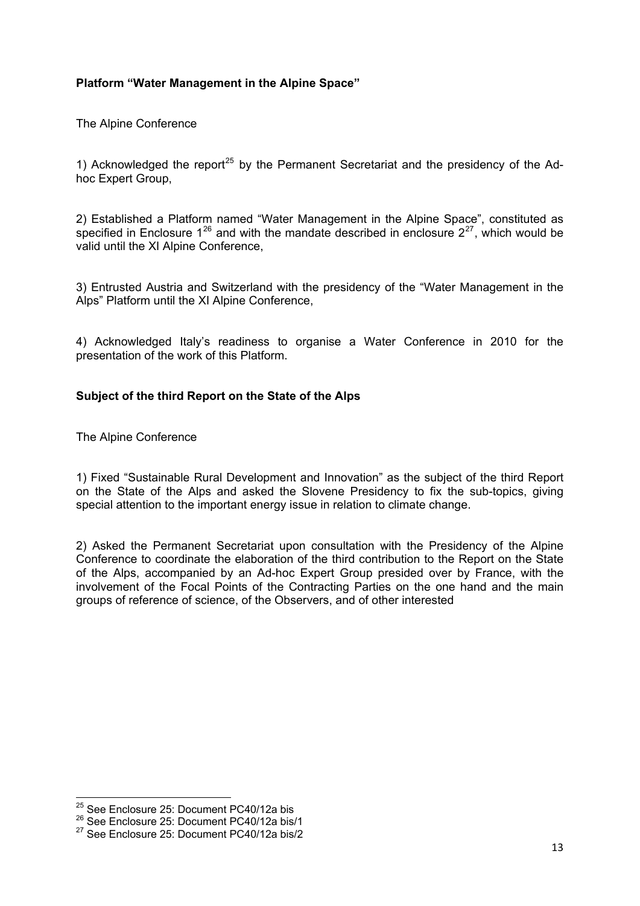**Platform "Water Management in the Alpine Space"**

The Alpine Conference

1) Acknowledged the report[25] by the Permanent Secretariat and the presidency of the Ad-hoc Expert Group,

2) Established a Platform named "Water Management in the Alpine Space", constituted as specified in Enclosure 1[26] and with the mandate described in enclosure 2[27], which would be valid until the XI Alpine Conference,

3) Entrusted Austria and Switzerland with the presidency of the "Water Management in the Alps" Platform until the XI Alpine Conference,

4) Acknowledged Italy's readiness to organise a Water Conference in 2010 for the presentation of the work of this Platform.

**Subject of the third Report on the State of the Alps**

The Alpine Conference

1) Fixed "Sustainable Rural Development and Innovation" as the subject of the third Report on the State of the Alps and asked the Slovene Presidency to fix the sub-topics, giving special attention to the important energy issue in relation to climate change.

2) Asked the Permanent Secretariat upon consultation with the Presidency of the Alpine Conference to coordinate the elaboration of the third contribution to the Report on the State of the Alps, accompanied by an Ad-hoc Expert Group presided over by France, with the involvement of the Focal Points of the Contracting Parties on the one hand and the main groups of reference of science, of the Observers, and of other interested

---

[25] See Enclosure 25: Document PC40/12a bis

[26] See Enclosure 25: Document PC40/12a bis/1

[27] See Enclosure 25: Document PC40/12a bis/2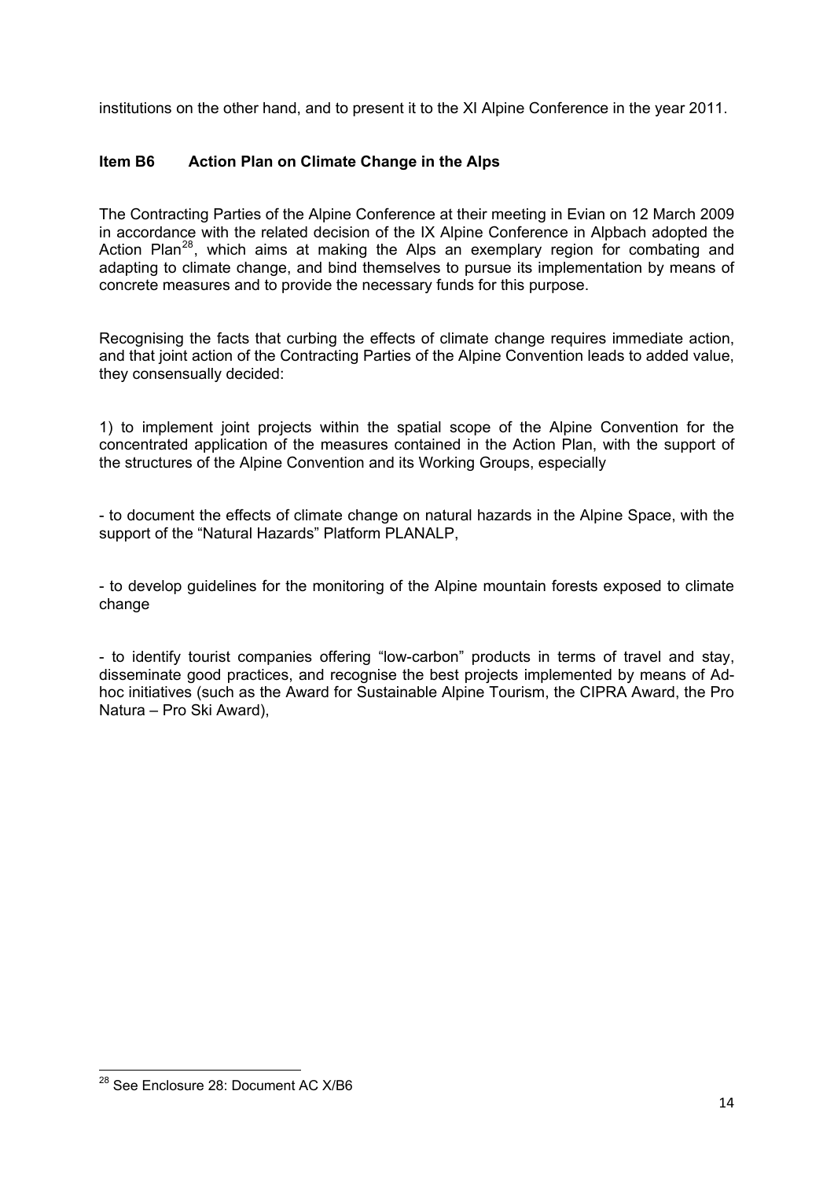institutions on the other hand, and to present it to the XI Alpine Conference in the year 2011.

### Item B6 Action Plan on Climate Change in the Alps

The Contracting Parties of the Alpine Conference at their meeting in Evian on 12 March 2009 in accordance with the related decision of the IX Alpine Conference in Alpbach adopted the Action Plan[28], which aims at making the Alps an exemplary region for combating and adapting to climate change, and bind themselves to pursue its implementation by means of concrete measures and to provide the necessary funds for this purpose.

Recognising the facts that curbing the effects of climate change requires immediate action, and that joint action of the Contracting Parties of the Alpine Convention leads to added value, they consensually decided:

1) to implement joint projects within the spatial scope of the Alpine Convention for the concentrated application of the measures contained in the Action Plan, with the support of the structures of the Alpine Convention and its Working Groups, especially

- to document the effects of climate change on natural hazards in the Alpine Space, with the support of the "Natural Hazards" Platform PLANALP,

- to develop guidelines for the monitoring of the Alpine mountain forests exposed to climate change

- to identify tourist companies offering "low-carbon" products in terms of travel and stay, disseminate good practices, and recognise the best projects implemented by means of Ad-hoc initiatives (such as the Award for Sustainable Alpine Tourism, the CIPRA Award, the Pro Natura – Pro Ski Award),

[28] See Enclosure 28: Document AC X/B6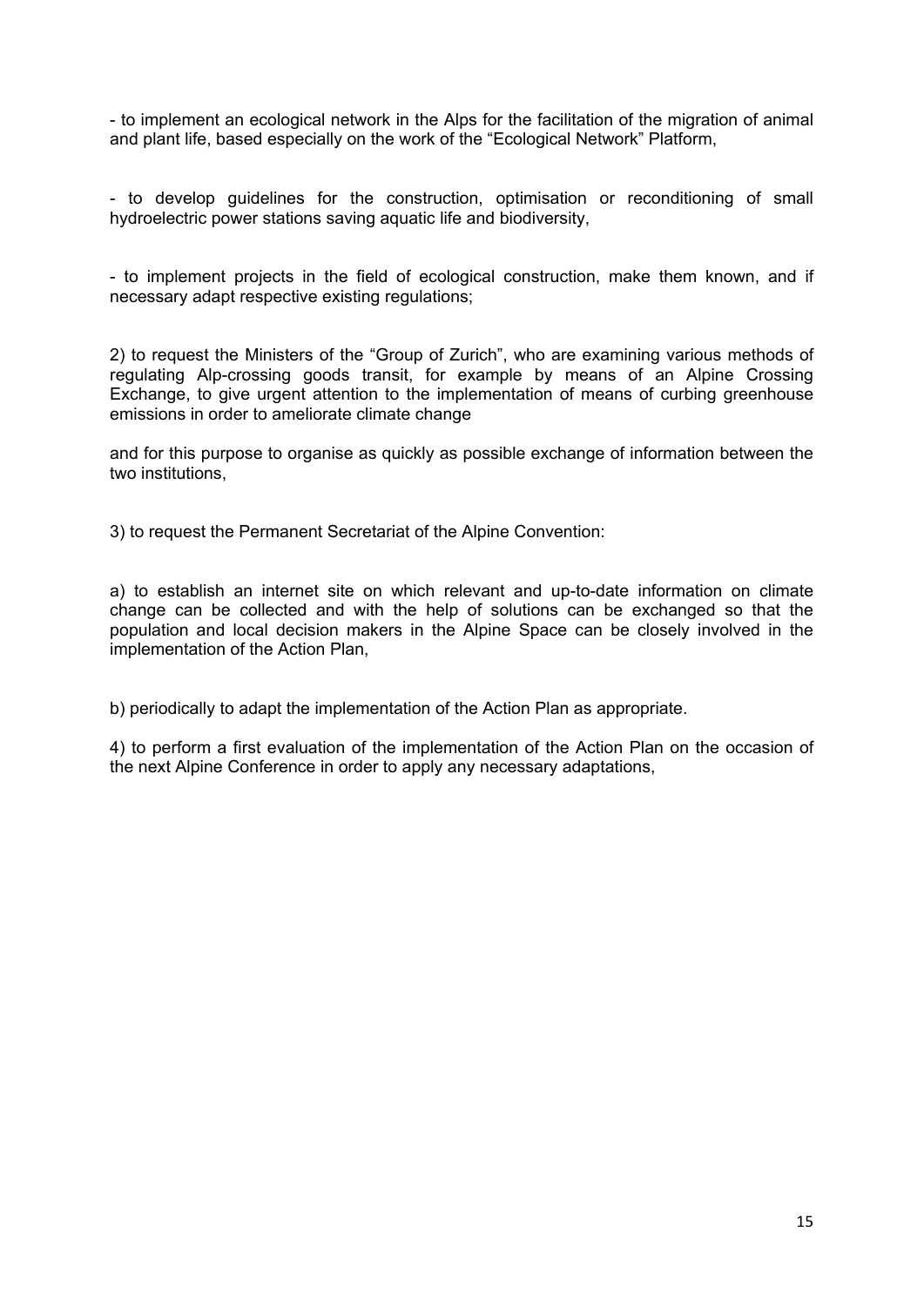- to implement an ecological network in the Alps for the facilitation of the migration of animal and plant life, based especially on the work of the "Ecological Network" Platform,

- to develop guidelines for the construction, optimisation or reconditioning of small hydroelectric power stations saving aquatic life and biodiversity,

- to implement projects in the field of ecological construction, make them known, and if necessary adapt respective existing regulations;

2) to request the Ministers of the "Group of Zurich", who are examining various methods of regulating Alp-crossing goods transit, for example by means of an Alpine Crossing Exchange, to give urgent attention to the implementation of means of curbing greenhouse emissions in order to ameliorate climate change

and for this purpose to organise as quickly as possible exchange of information between the two institutions,

3) to request the Permanent Secretariat of the Alpine Convention:

a) to establish an internet site on which relevant and up-to-date information on climate change can be collected and with the help of solutions can be exchanged so that the population and local decision makers in the Alpine Space can be closely involved in the implementation of the Action Plan,

b) periodically to adapt the implementation of the Action Plan as appropriate.

4) to perform a first evaluation of the implementation of the Action Plan on the occasion of the next Alpine Conference in order to apply any necessary adaptations,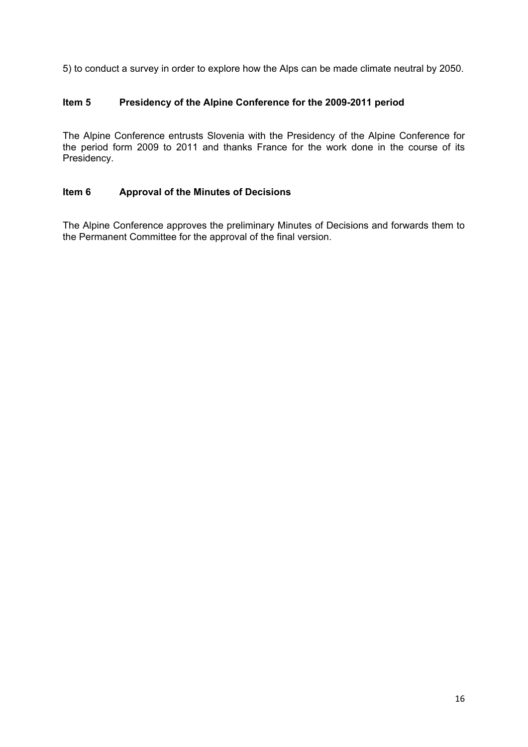5) to conduct a survey in order to explore how the Alps can be made climate neutral by 2050.

### Item 5 Presidency of the Alpine Conference for the 2009-2011 period

The Alpine Conference entrusts Slovenia with the Presidency of the Alpine Conference for the period form 2009 to 2011 and thanks France for the work done in the course of its Presidency.

### Item 6 Approval of the Minutes of Decisions

The Alpine Conference approves the preliminary Minutes of Decisions and forwards them to the Permanent Committee for the approval of the final version.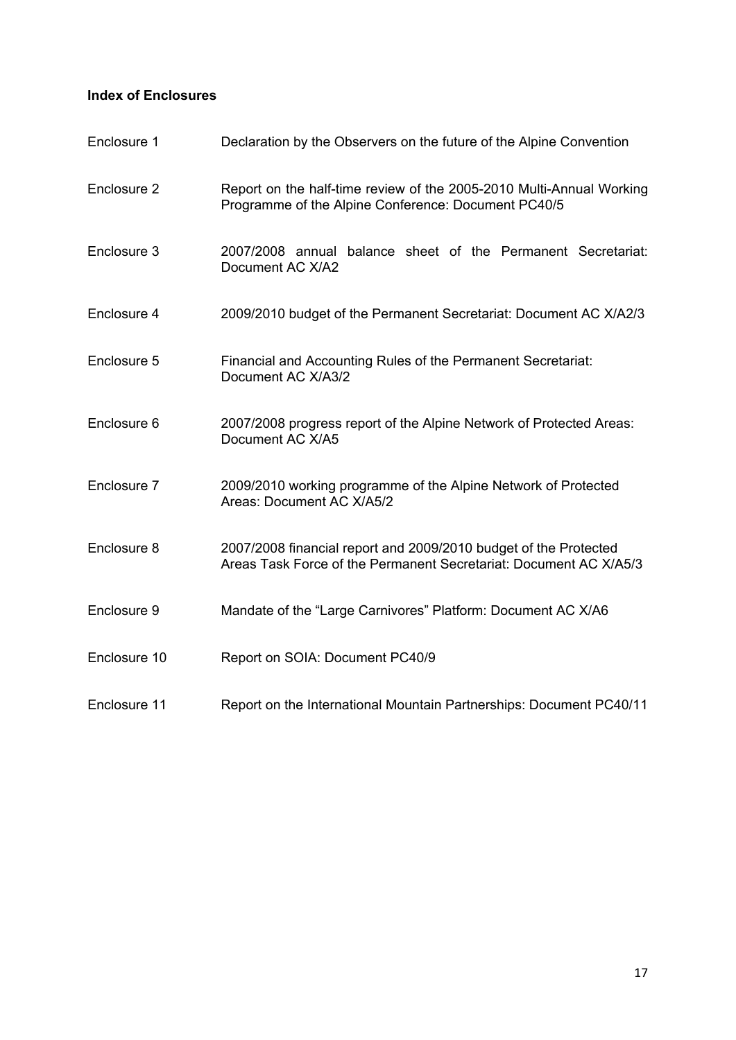**Index of Enclosures**

| | |
|---|---|
| Enclosure 1 | Declaration by the Observers on the future of the Alpine Convention |
| Enclosure 2 | Report on the half-time review of the 2005-2010 Multi-Annual Working Programme of the Alpine Conference: Document PC40/5 |
| Enclosure 3 | 2007/2008 annual balance sheet of the Permanent Secretariat: Document AC X/A2 |
| Enclosure 4 | 2009/2010 budget of the Permanent Secretariat: Document AC X/A2/3 |
| Enclosure 5 | Financial and Accounting Rules of the Permanent Secretariat: Document AC X/A3/2 |
| Enclosure 6 | 2007/2008 progress report of the Alpine Network of Protected Areas: Document AC X/A5 |
| Enclosure 7 | 2009/2010 working programme of the Alpine Network of Protected Areas: Document AC X/A5/2 |
| Enclosure 8 | 2007/2008 financial report and 2009/2010 budget of the Protected Areas Task Force of the Permanent Secretariat: Document AC X/A5/3 |
| Enclosure 9 | Mandate of the "Large Carnivores" Platform: Document AC X/A6 |
| Enclosure 10 | Report on SOIA: Document PC40/9 |
| Enclosure 11 | Report on the International Mountain Partnerships: Document PC40/11 |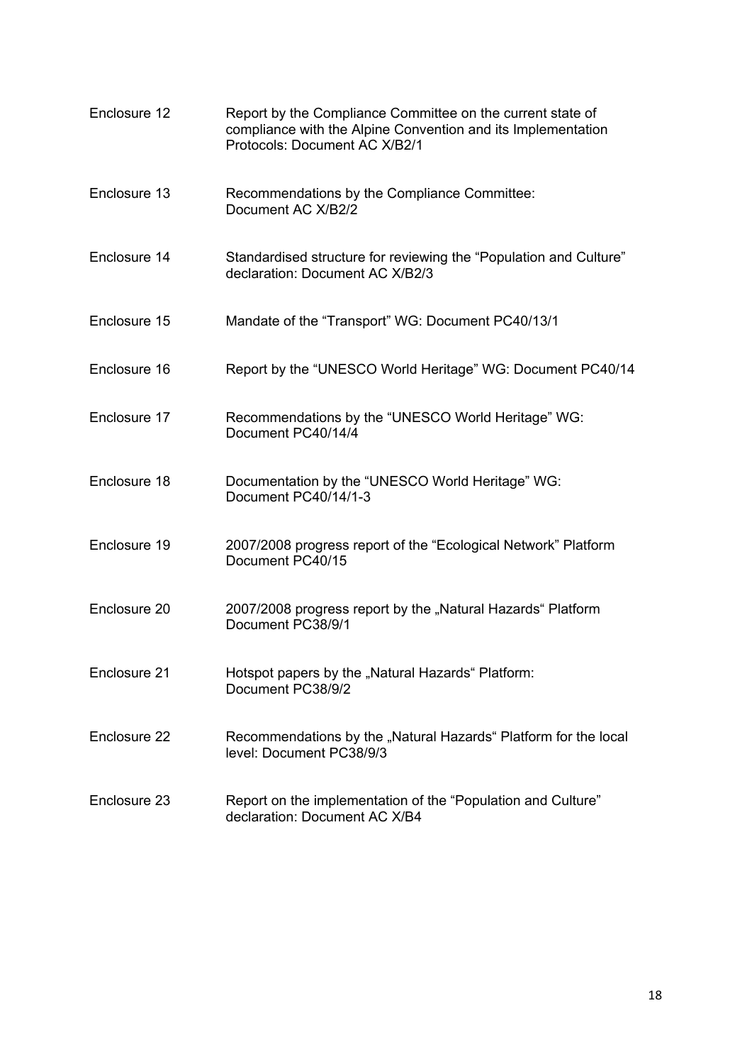| | |
|---|---|
| Enclosure 12 | Report by the Compliance Committee on the current state of compliance with the Alpine Convention and its Implementation Protocols: Document AC X/B2/1 |
| Enclosure 13 | Recommendations by the Compliance Committee: Document AC X/B2/2 |
| Enclosure 14 | Standardised structure for reviewing the "Population and Culture" declaration: Document AC X/B2/3 |
| Enclosure 15 | Mandate of the "Transport" WG: Document PC40/13/1 |
| Enclosure 16 | Report by the "UNESCO World Heritage" WG: Document PC40/14 |
| Enclosure 17 | Recommendations by the "UNESCO World Heritage" WG: Document PC40/14/4 |
| Enclosure 18 | Documentation by the "UNESCO World Heritage" WG: Document PC40/14/1-3 |
| Enclosure 19 | 2007/2008 progress report of the "Ecological Network" Platform Document PC40/15 |
| Enclosure 20 | 2007/2008 progress report by the „Natural Hazards" Platform Document PC38/9/1 |
| Enclosure 21 | Hotspot papers by the „Natural Hazards" Platform: Document PC38/9/2 |
| Enclosure 22 | Recommendations by the „Natural Hazards" Platform for the local level: Document PC38/9/3 |
| Enclosure 23 | Report on the implementation of the "Population and Culture" declaration: Document AC X/B4 |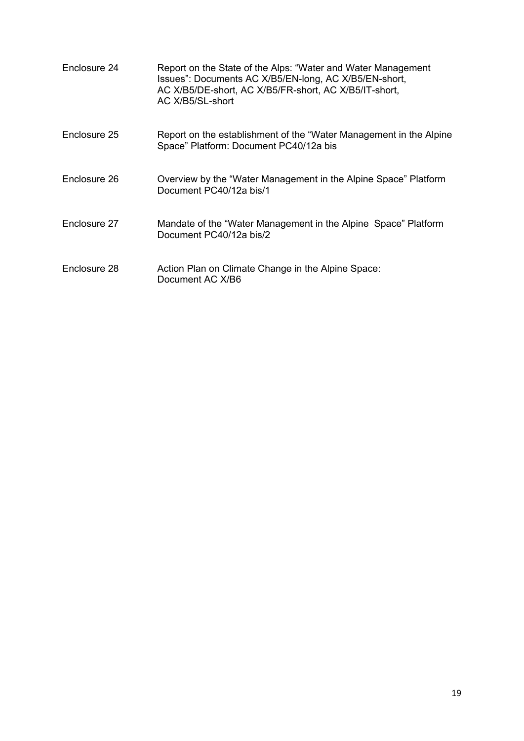| | |
|---|---|
| Enclosure 24 | Report on the State of the Alps: "Water and Water Management Issues": Documents AC X/B5/EN-long, AC X/B5/EN-short, AC X/B5/DE-short, AC X/B5/FR-short, AC X/B5/IT-short, AC X/B5/SL-short |
| Enclosure 25 | Report on the establishment of the "Water Management in the Alpine Space" Platform: Document PC40/12a bis |
| Enclosure 26 | Overview by the "Water Management in the Alpine Space" Platform Document PC40/12a bis/1 |
| Enclosure 27 | Mandate of the "Water Management in the Alpine Space" Platform Document PC40/12a bis/2 |
| Enclosure 28 | Action Plan on Climate Change in the Alpine Space: Document AC X/B6 |